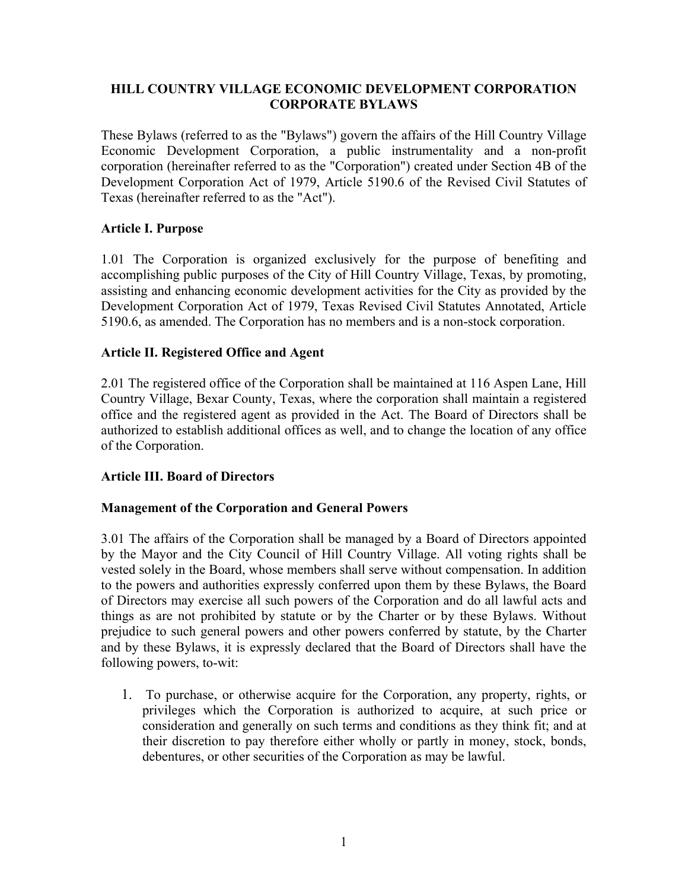# HILL COUNTRY VILLAGE ECONOMIC DEVELOPMENT CORPORATION CORPORATE BYLAWS

These Bylaws (referred to as the "Bylaws") govern the affairs of the Hill Country Village Economic Development Corporation, a public instrumentality and a non-profit corporation (hereinafter referred to as the "Corporation") created under Section 4B of the Development Corporation Act of 1979, Article 5190.6 of the Revised Civil Statutes of Texas (hereinafter referred to as the "Act").

## Article I. Purpose

1.01 The Corporation is organized exclusively for the purpose of benefiting and accomplishing public purposes of the City of Hill Country Village, Texas, by promoting, assisting and enhancing economic development activities for the City as provided by the Development Corporation Act of 1979, Texas Revised Civil Statutes Annotated, Article 5190.6, as amended. The Corporation has no members and is a non-stock corporation.

## Article II. Registered Office and Agent

2.01 The registered office of the Corporation shall be maintained at 116 Aspen Lane, Hill Country Village, Bexar County, Texas, where the corporation shall maintain a registered office and the registered agent as provided in the Act. The Board of Directors shall be authorized to establish additional offices as well, and to change the location of any office of the Corporation.

## Article III. Board of Directors

### Management of the Corporation and General Powers

3.01 The affairs of the Corporation shall be managed by a Board of Directors appointed by the Mayor and the City Council of Hill Country Village. All voting rights shall be vested solely in the Board, whose members shall serve without compensation. In addition to the powers and authorities expressly conferred upon them by these Bylaws, the Board of Directors may exercise all such powers of the Corporation and do all lawful acts and things as are not prohibited by statute or by the Charter or by these Bylaws. Without prejudice to such general powers and other powers conferred by statute, by the Charter and by these Bylaws, it is expressly declared that the Board of Directors shall have the following powers, to-wit:

1. To purchase, or otherwise acquire for the Corporation, any property, rights, or privileges which the Corporation is authorized to acquire, at such price or consideration and generally on such terms and conditions as they think fit; and at their discretion to pay therefore either wholly or partly in money, stock, bonds, debentures, or other securities of the Corporation as may be lawful.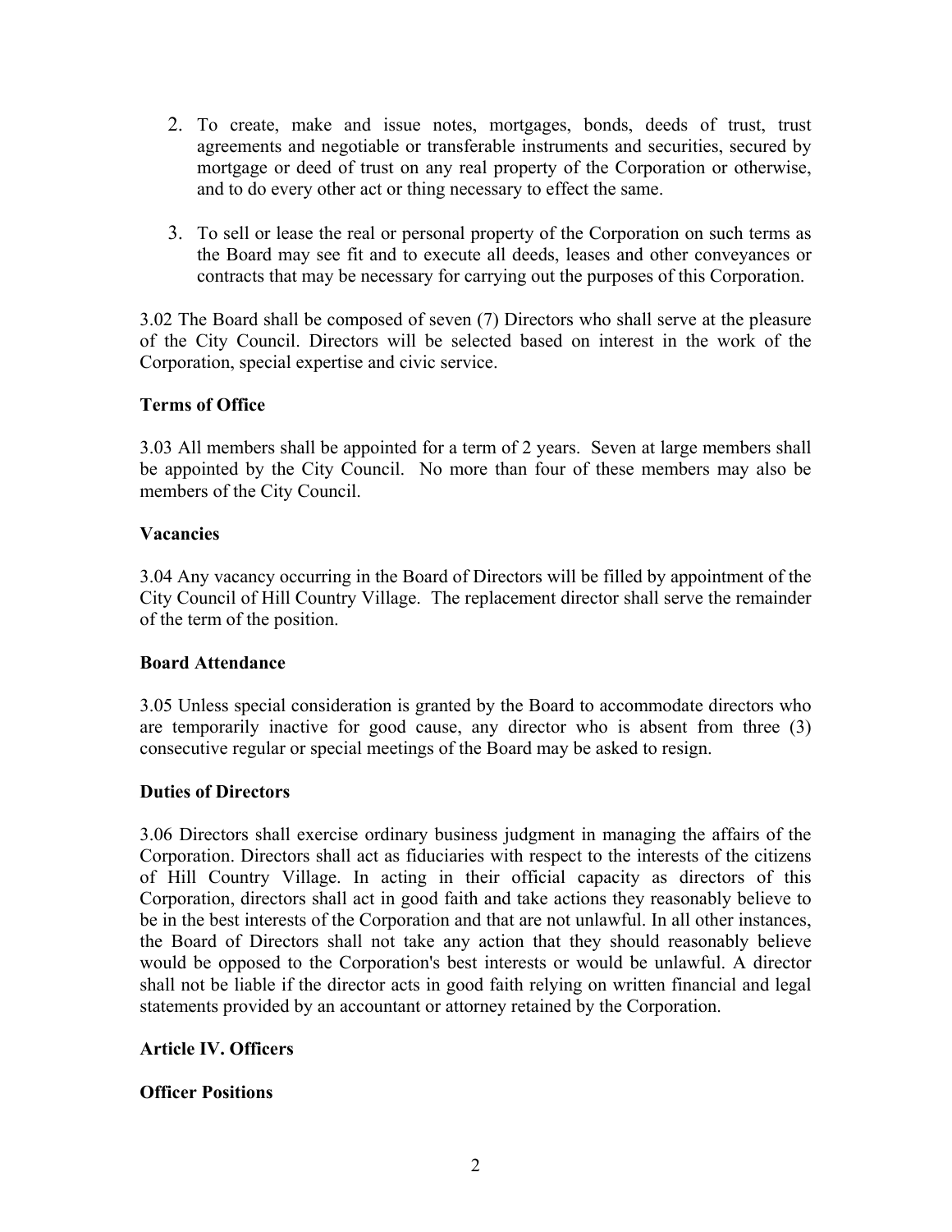2. To create, make and issue notes, mortgages, bonds, deeds of trust, trust agreements and negotiable or transferable instruments and securities, secured by mortgage or deed of trust on any real property of the Corporation or otherwise, and to do every other act or thing necessary to effect the same.

3. To sell or lease the real or personal property of the Corporation on such terms as the Board may see fit and to execute all deeds, leases and other conveyances or contracts that may be necessary for carrying out the purposes of this Corporation.

3.02 The Board shall be composed of seven (7) Directors who shall serve at the pleasure of the City Council. Directors will be selected based on interest in the work of the Corporation, special expertise and civic service.

**Terms of Office**

3.03 All members shall be appointed for a term of 2 years. Seven at large members shall be appointed by the City Council. No more than four of these members may also be members of the City Council.

**Vacancies**

3.04 Any vacancy occurring in the Board of Directors will be filled by appointment of the City Council of Hill Country Village. The replacement director shall serve the remainder of the term of the position.

**Board Attendance**

3.05 Unless special consideration is granted by the Board to accommodate directors who are temporarily inactive for good cause, any director who is absent from three (3) consecutive regular or special meetings of the Board may be asked to resign.

**Duties of Directors**

3.06 Directors shall exercise ordinary business judgment in managing the affairs of the Corporation. Directors shall act as fiduciaries with respect to the interests of the citizens of Hill Country Village. In acting in their official capacity as directors of this Corporation, directors shall act in good faith and take actions they reasonably believe to be in the best interests of the Corporation and that are not unlawful. In all other instances, the Board of Directors shall not take any action that they should reasonably believe would be opposed to the Corporation's best interests or would be unlawful. A director shall not be liable if the director acts in good faith relying on written financial and legal statements provided by an accountant or attorney retained by the Corporation.

**Article IV. Officers**

**Officer Positions**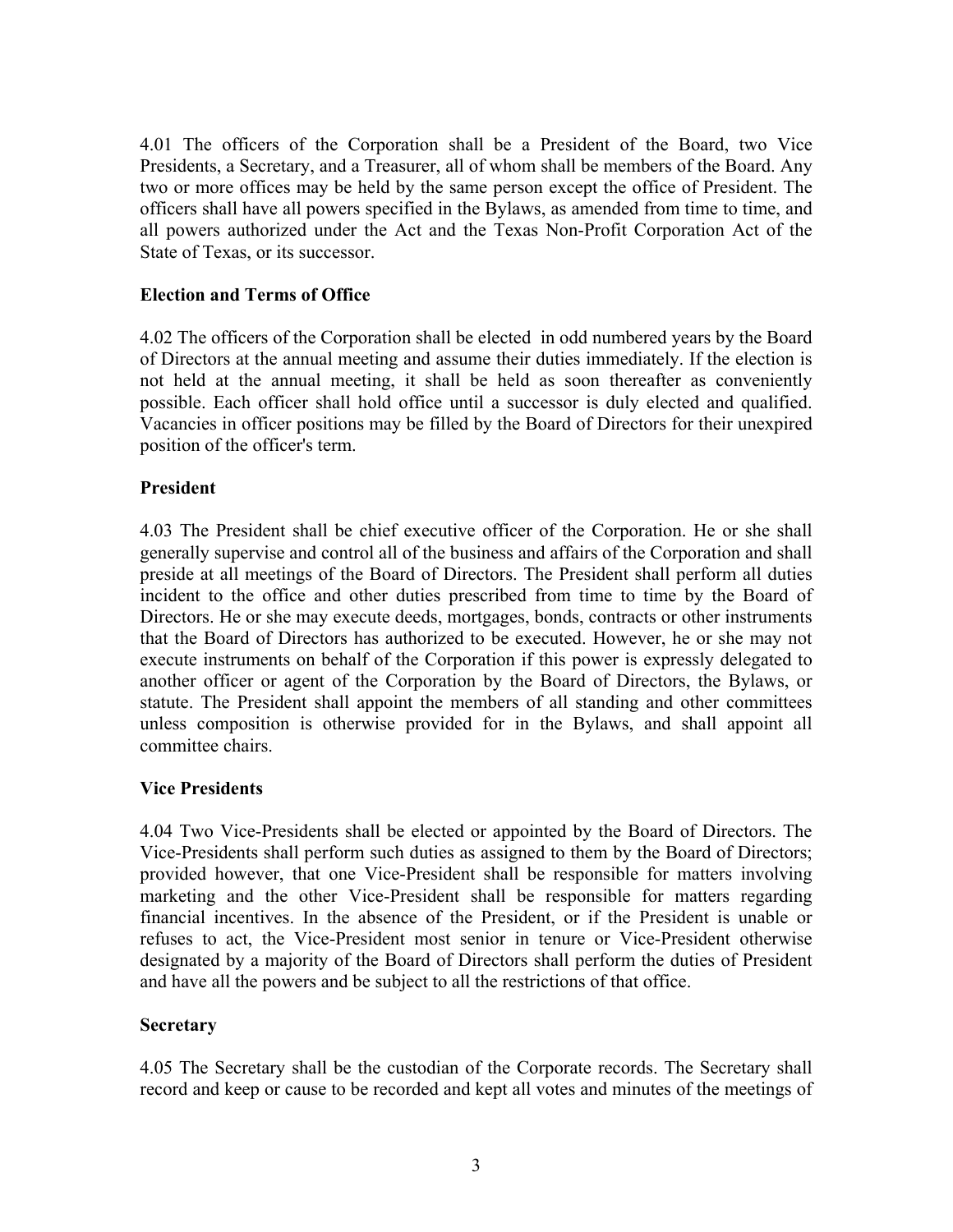4.01 The officers of the Corporation shall be a President of the Board, two Vice Presidents, a Secretary, and a Treasurer, all of whom shall be members of the Board. Any two or more offices may be held by the same person except the office of President. The officers shall have all powers specified in the Bylaws, as amended from time to time, and all powers authorized under the Act and the Texas Non-Profit Corporation Act of the State of Texas, or its successor.

**Election and Terms of Office**

4.02 The officers of the Corporation shall be elected in odd numbered years by the Board of Directors at the annual meeting and assume their duties immediately. If the election is not held at the annual meeting, it shall be held as soon thereafter as conveniently possible. Each officer shall hold office until a successor is duly elected and qualified. Vacancies in officer positions may be filled by the Board of Directors for their unexpired position of the officer's term.

**President**

4.03 The President shall be chief executive officer of the Corporation. He or she shall generally supervise and control all of the business and affairs of the Corporation and shall preside at all meetings of the Board of Directors. The President shall perform all duties incident to the office and other duties prescribed from time to time by the Board of Directors. He or she may execute deeds, mortgages, bonds, contracts or other instruments that the Board of Directors has authorized to be executed. However, he or she may not execute instruments on behalf of the Corporation if this power is expressly delegated to another officer or agent of the Corporation by the Board of Directors, the Bylaws, or statute. The President shall appoint the members of all standing and other committees unless composition is otherwise provided for in the Bylaws, and shall appoint all committee chairs.

**Vice Presidents**

4.04 Two Vice-Presidents shall be elected or appointed by the Board of Directors. The Vice-Presidents shall perform such duties as assigned to them by the Board of Directors; provided however, that one Vice-President shall be responsible for matters involving marketing and the other Vice-President shall be responsible for matters regarding financial incentives. In the absence of the President, or if the President is unable or refuses to act, the Vice-President most senior in tenure or Vice-President otherwise designated by a majority of the Board of Directors shall perform the duties of President and have all the powers and be subject to all the restrictions of that office.

**Secretary**

4.05 The Secretary shall be the custodian of the Corporate records. The Secretary shall record and keep or cause to be recorded and kept all votes and minutes of the meetings of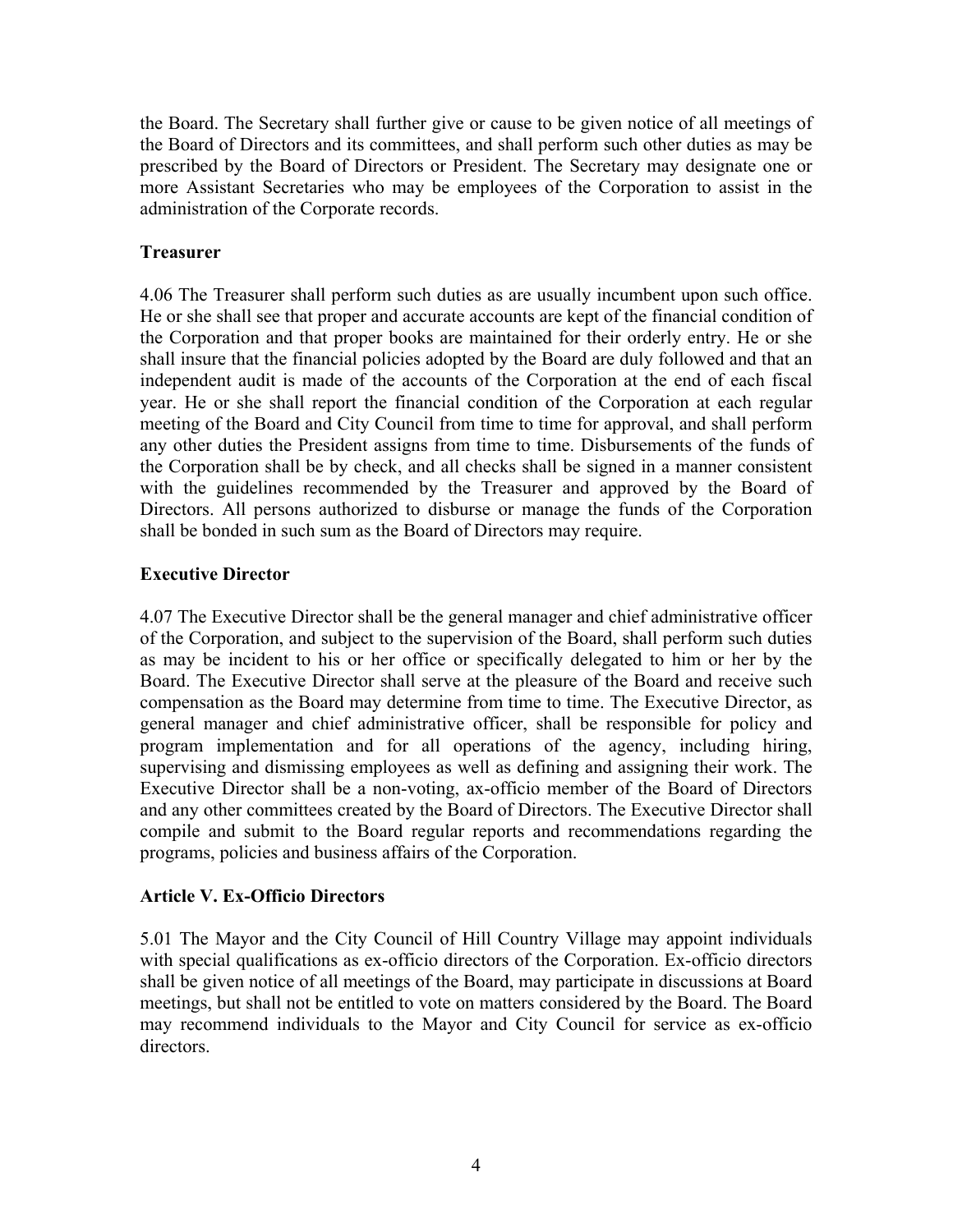the Board. The Secretary shall further give or cause to be given notice of all meetings of the Board of Directors and its committees, and shall perform such other duties as may be prescribed by the Board of Directors or President. The Secretary may designate one or more Assistant Secretaries who may be employees of the Corporation to assist in the administration of the Corporate records.

### Treasurer

4.06 The Treasurer shall perform such duties as are usually incumbent upon such office. He or she shall see that proper and accurate accounts are kept of the financial condition of the Corporation and that proper books are maintained for their orderly entry. He or she shall insure that the financial policies adopted by the Board are duly followed and that an independent audit is made of the accounts of the Corporation at the end of each fiscal year. He or she shall report the financial condition of the Corporation at each regular meeting of the Board and City Council from time to time for approval, and shall perform any other duties the President assigns from time to time. Disbursements of the funds of the Corporation shall be by check, and all checks shall be signed in a manner consistent with the guidelines recommended by the Treasurer and approved by the Board of Directors. All persons authorized to disburse or manage the funds of the Corporation shall be bonded in such sum as the Board of Directors may require.

### Executive Director

4.07 The Executive Director shall be the general manager and chief administrative officer of the Corporation, and subject to the supervision of the Board, shall perform such duties as may be incident to his or her office or specifically delegated to him or her by the Board. The Executive Director shall serve at the pleasure of the Board and receive such compensation as the Board may determine from time to time. The Executive Director, as general manager and chief administrative officer, shall be responsible for policy and program implementation and for all operations of the agency, including hiring, supervising and dismissing employees as well as defining and assigning their work. The Executive Director shall be a non-voting, ax-officio member of the Board of Directors and any other committees created by the Board of Directors. The Executive Director shall compile and submit to the Board regular reports and recommendations regarding the programs, policies and business affairs of the Corporation.

## Article V. Ex-Officio Directors

5.01 The Mayor and the City Council of Hill Country Village may appoint individuals with special qualifications as ex-officio directors of the Corporation. Ex-officio directors shall be given notice of all meetings of the Board, may participate in discussions at Board meetings, but shall not be entitled to vote on matters considered by the Board. The Board may recommend individuals to the Mayor and City Council for service as ex-officio directors.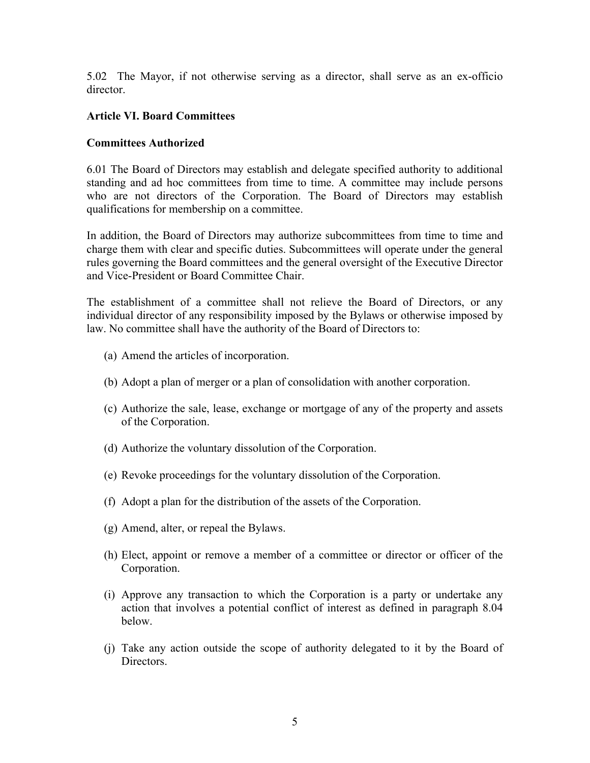5.02 The Mayor, if not otherwise serving as a director, shall serve as an ex-officio director.

## Article VI. Board Committees

### Committees Authorized

6.01 The Board of Directors may establish and delegate specified authority to additional standing and ad hoc committees from time to time. A committee may include persons who are not directors of the Corporation. The Board of Directors may establish qualifications for membership on a committee.

In addition, the Board of Directors may authorize subcommittees from time to time and charge them with clear and specific duties. Subcommittees will operate under the general rules governing the Board committees and the general oversight of the Executive Director and Vice-President or Board Committee Chair.

The establishment of a committee shall not relieve the Board of Directors, or any individual director of any responsibility imposed by the Bylaws or otherwise imposed by law. No committee shall have the authority of the Board of Directors to:

(a) Amend the articles of incorporation.

(b) Adopt a plan of merger or a plan of consolidation with another corporation.

(c) Authorize the sale, lease, exchange or mortgage of any of the property and assets of the Corporation.

(d) Authorize the voluntary dissolution of the Corporation.

(e) Revoke proceedings for the voluntary dissolution of the Corporation.

(f) Adopt a plan for the distribution of the assets of the Corporation.

(g) Amend, alter, or repeal the Bylaws.

(h) Elect, appoint or remove a member of a committee or director or officer of the Corporation.

(i) Approve any transaction to which the Corporation is a party or undertake any action that involves a potential conflict of interest as defined in paragraph 8.04 below.

(j) Take any action outside the scope of authority delegated to it by the Board of Directors.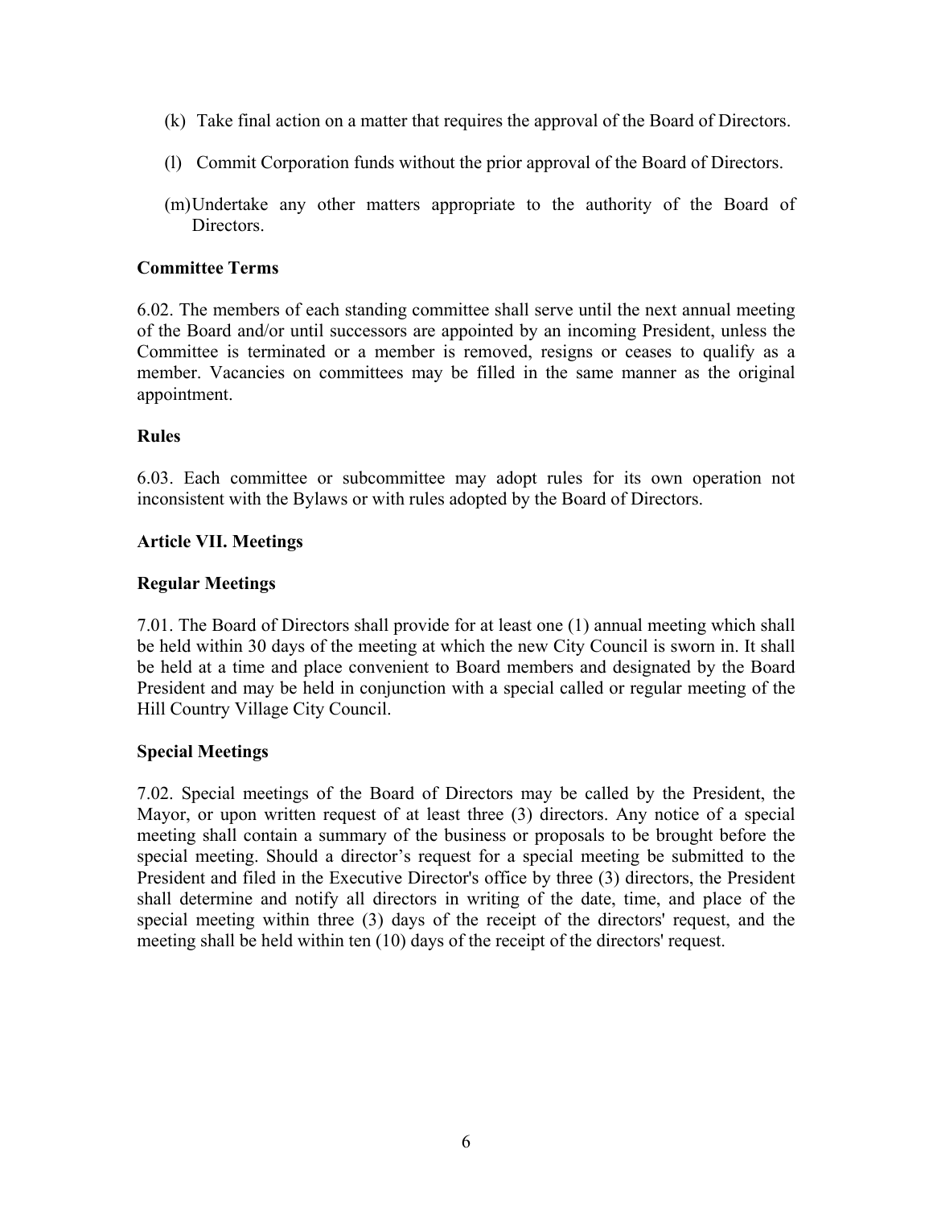(k) Take final action on a matter that requires the approval of the Board of Directors.

(l) Commit Corporation funds without the prior approval of the Board of Directors.

(m) Undertake any other matters appropriate to the authority of the Board of Directors.

**Committee Terms**

6.02. The members of each standing committee shall serve until the next annual meeting of the Board and/or until successors are appointed by an incoming President, unless the Committee is terminated or a member is removed, resigns or ceases to qualify as a member. Vacancies on committees may be filled in the same manner as the original appointment.

**Rules**

6.03. Each committee or subcommittee may adopt rules for its own operation not inconsistent with the Bylaws or with rules adopted by the Board of Directors.

**Article VII. Meetings**

**Regular Meetings**

7.01. The Board of Directors shall provide for at least one (1) annual meeting which shall be held within 30 days of the meeting at which the new City Council is sworn in. It shall be held at a time and place convenient to Board members and designated by the Board President and may be held in conjunction with a special called or regular meeting of the Hill Country Village City Council.

**Special Meetings**

7.02. Special meetings of the Board of Directors may be called by the President, the Mayor, or upon written request of at least three (3) directors. Any notice of a special meeting shall contain a summary of the business or proposals to be brought before the special meeting. Should a director's request for a special meeting be submitted to the President and filed in the Executive Director's office by three (3) directors, the President shall determine and notify all directors in writing of the date, time, and place of the special meeting within three (3) days of the receipt of the directors' request, and the meeting shall be held within ten (10) days of the receipt of the directors' request.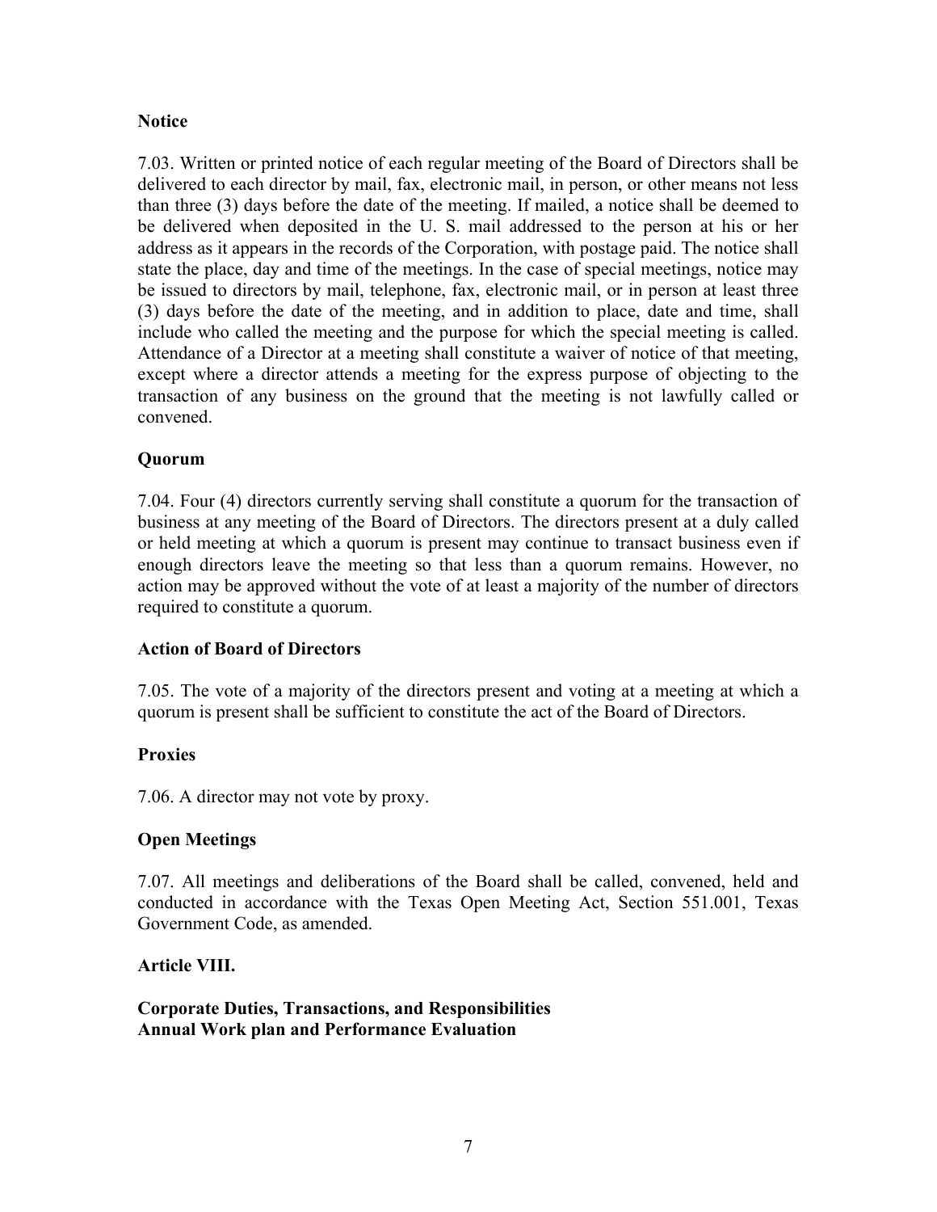**Notice**

7.03. Written or printed notice of each regular meeting of the Board of Directors shall be delivered to each director by mail, fax, electronic mail, in person, or other means not less than three (3) days before the date of the meeting. If mailed, a notice shall be deemed to be delivered when deposited in the U. S. mail addressed to the person at his or her address as it appears in the records of the Corporation, with postage paid. The notice shall state the place, day and time of the meetings. In the case of special meetings, notice may be issued to directors by mail, telephone, fax, electronic mail, or in person at least three (3) days before the date of the meeting, and in addition to place, date and time, shall include who called the meeting and the purpose for which the special meeting is called. Attendance of a Director at a meeting shall constitute a waiver of notice of that meeting, except where a director attends a meeting for the express purpose of objecting to the transaction of any business on the ground that the meeting is not lawfully called or convened.

**Quorum**

7.04. Four (4) directors currently serving shall constitute a quorum for the transaction of business at any meeting of the Board of Directors. The directors present at a duly called or held meeting at which a quorum is present may continue to transact business even if enough directors leave the meeting so that less than a quorum remains. However, no action may be approved without the vote of at least a majority of the number of directors required to constitute a quorum.

**Action of Board of Directors**

7.05. The vote of a majority of the directors present and voting at a meeting at which a quorum is present shall be sufficient to constitute the act of the Board of Directors.

**Proxies**

7.06. A director may not vote by proxy.

**Open Meetings**

7.07. All meetings and deliberations of the Board shall be called, convened, held and conducted in accordance with the Texas Open Meeting Act, Section 551.001, Texas Government Code, as amended.

**Article VIII.**

**Corporate Duties, Transactions, and Responsibilities**
**Annual Work plan and Performance Evaluation**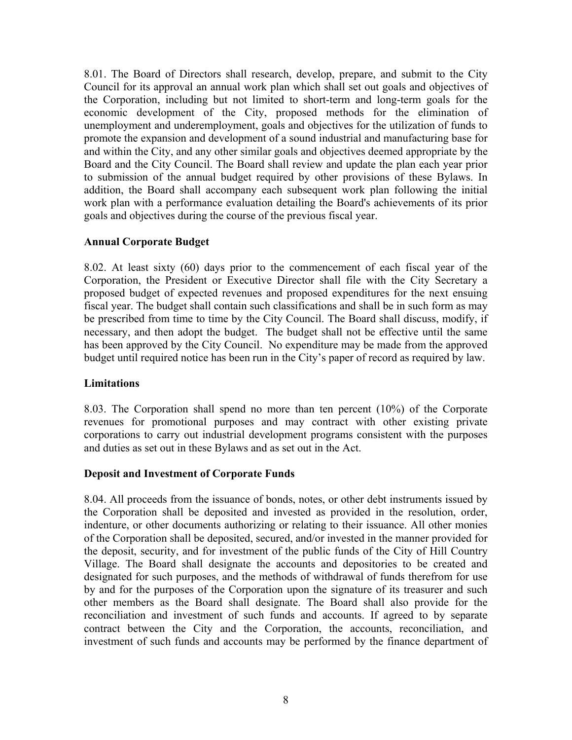8.01. The Board of Directors shall research, develop, prepare, and submit to the City Council for its approval an annual work plan which shall set out goals and objectives of the Corporation, including but not limited to short-term and long-term goals for the economic development of the City, proposed methods for the elimination of unemployment and underemployment, goals and objectives for the utilization of funds to promote the expansion and development of a sound industrial and manufacturing base for and within the City, and any other similar goals and objectives deemed appropriate by the Board and the City Council. The Board shall review and update the plan each year prior to submission of the annual budget required by other provisions of these Bylaws. In addition, the Board shall accompany each subsequent work plan following the initial work plan with a performance evaluation detailing the Board's achievements of its prior goals and objectives during the course of the previous fiscal year.

**Annual Corporate Budget**

8.02. At least sixty (60) days prior to the commencement of each fiscal year of the Corporation, the President or Executive Director shall file with the City Secretary a proposed budget of expected revenues and proposed expenditures for the next ensuing fiscal year. The budget shall contain such classifications and shall be in such form as may be prescribed from time to time by the City Council. The Board shall discuss, modify, if necessary, and then adopt the budget. The budget shall not be effective until the same has been approved by the City Council. No expenditure may be made from the approved budget until required notice has been run in the City's paper of record as required by law.

**Limitations**

8.03. The Corporation shall spend no more than ten percent (10%) of the Corporate revenues for promotional purposes and may contract with other existing private corporations to carry out industrial development programs consistent with the purposes and duties as set out in these Bylaws and as set out in the Act.

**Deposit and Investment of Corporate Funds**

8.04. All proceeds from the issuance of bonds, notes, or other debt instruments issued by the Corporation shall be deposited and invested as provided in the resolution, order, indenture, or other documents authorizing or relating to their issuance. All other monies of the Corporation shall be deposited, secured, and/or invested in the manner provided for the deposit, security, and for investment of the public funds of the City of Hill Country Village. The Board shall designate the accounts and depositories to be created and designated for such purposes, and the methods of withdrawal of funds therefrom for use by and for the purposes of the Corporation upon the signature of its treasurer and such other members as the Board shall designate. The Board shall also provide for the reconciliation and investment of such funds and accounts. If agreed to by separate contract between the City and the Corporation, the accounts, reconciliation, and investment of such funds and accounts may be performed by the finance department of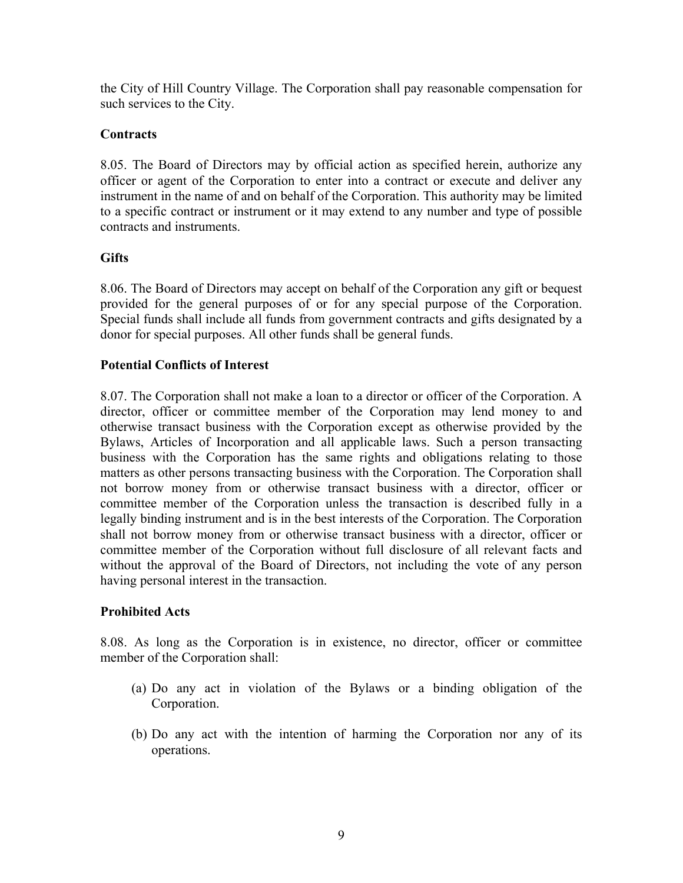the City of Hill Country Village. The Corporation shall pay reasonable compensation for such services to the City.

**Contracts**

8.05. The Board of Directors may by official action as specified herein, authorize any officer or agent of the Corporation to enter into a contract or execute and deliver any instrument in the name of and on behalf of the Corporation. This authority may be limited to a specific contract or instrument or it may extend to any number and type of possible contracts and instruments.

**Gifts**

8.06. The Board of Directors may accept on behalf of the Corporation any gift or bequest provided for the general purposes of or for any special purpose of the Corporation. Special funds shall include all funds from government contracts and gifts designated by a donor for special purposes. All other funds shall be general funds.

**Potential Conflicts of Interest**

8.07. The Corporation shall not make a loan to a director or officer of the Corporation. A director, officer or committee member of the Corporation may lend money to and otherwise transact business with the Corporation except as otherwise provided by the Bylaws, Articles of Incorporation and all applicable laws. Such a person transacting business with the Corporation has the same rights and obligations relating to those matters as other persons transacting business with the Corporation. The Corporation shall not borrow money from or otherwise transact business with a director, officer or committee member of the Corporation unless the transaction is described fully in a legally binding instrument and is in the best interests of the Corporation. The Corporation shall not borrow money from or otherwise transact business with a director, officer or committee member of the Corporation without full disclosure of all relevant facts and without the approval of the Board of Directors, not including the vote of any person having personal interest in the transaction.

**Prohibited Acts**

8.08. As long as the Corporation is in existence, no director, officer or committee member of the Corporation shall:

(a) Do any act in violation of the Bylaws or a binding obligation of the Corporation.

(b) Do any act with the intention of harming the Corporation nor any of its operations.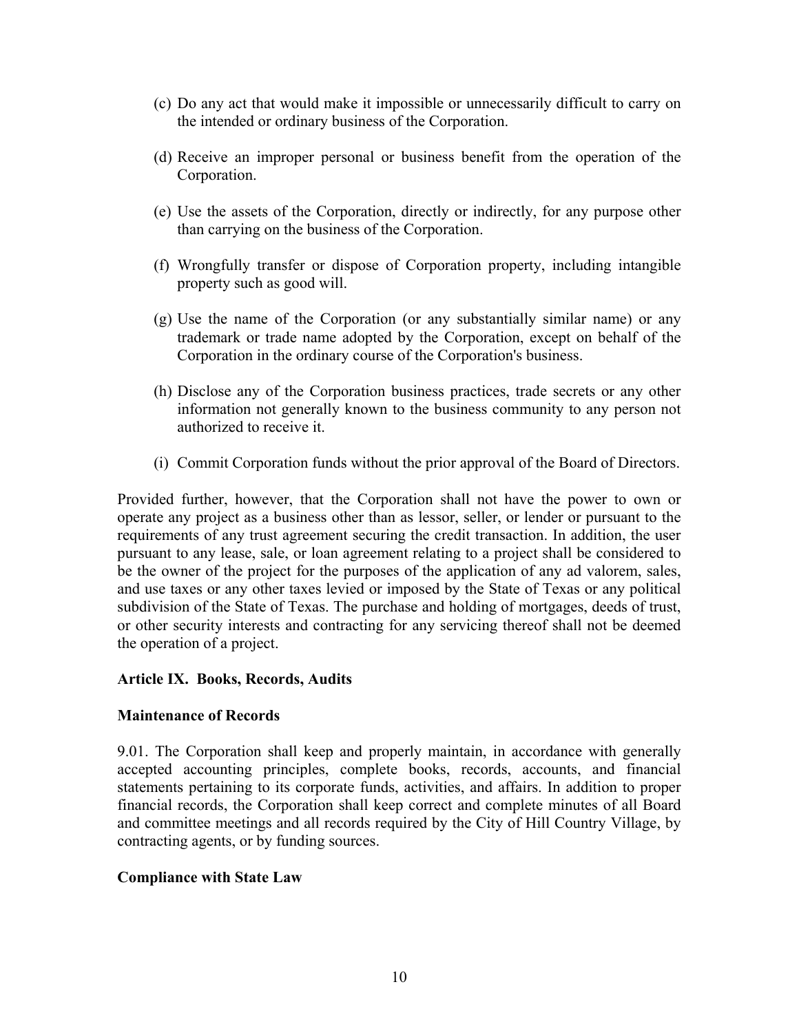(c) Do any act that would make it impossible or unnecessarily difficult to carry on the intended or ordinary business of the Corporation.

(d) Receive an improper personal or business benefit from the operation of the Corporation.

(e) Use the assets of the Corporation, directly or indirectly, for any purpose other than carrying on the business of the Corporation.

(f) Wrongfully transfer or dispose of Corporation property, including intangible property such as good will.

(g) Use the name of the Corporation (or any substantially similar name) or any trademark or trade name adopted by the Corporation, except on behalf of the Corporation in the ordinary course of the Corporation's business.

(h) Disclose any of the Corporation business practices, trade secrets or any other information not generally known to the business community to any person not authorized to receive it.

(i) Commit Corporation funds without the prior approval of the Board of Directors.

Provided further, however, that the Corporation shall not have the power to own or operate any project as a business other than as lessor, seller, or lender or pursuant to the requirements of any trust agreement securing the credit transaction. In addition, the user pursuant to any lease, sale, or loan agreement relating to a project shall be considered to be the owner of the project for the purposes of the application of any ad valorem, sales, and use taxes or any other taxes levied or imposed by the State of Texas or any political subdivision of the State of Texas. The purchase and holding of mortgages, deeds of trust, or other security interests and contracting for any servicing thereof shall not be deemed the operation of a project.

**Article IX. Books, Records, Audits**

**Maintenance of Records**

9.01. The Corporation shall keep and properly maintain, in accordance with generally accepted accounting principles, complete books, records, accounts, and financial statements pertaining to its corporate funds, activities, and affairs. In addition to proper financial records, the Corporation shall keep correct and complete minutes of all Board and committee meetings and all records required by the City of Hill Country Village, by contracting agents, or by funding sources.

**Compliance with State Law**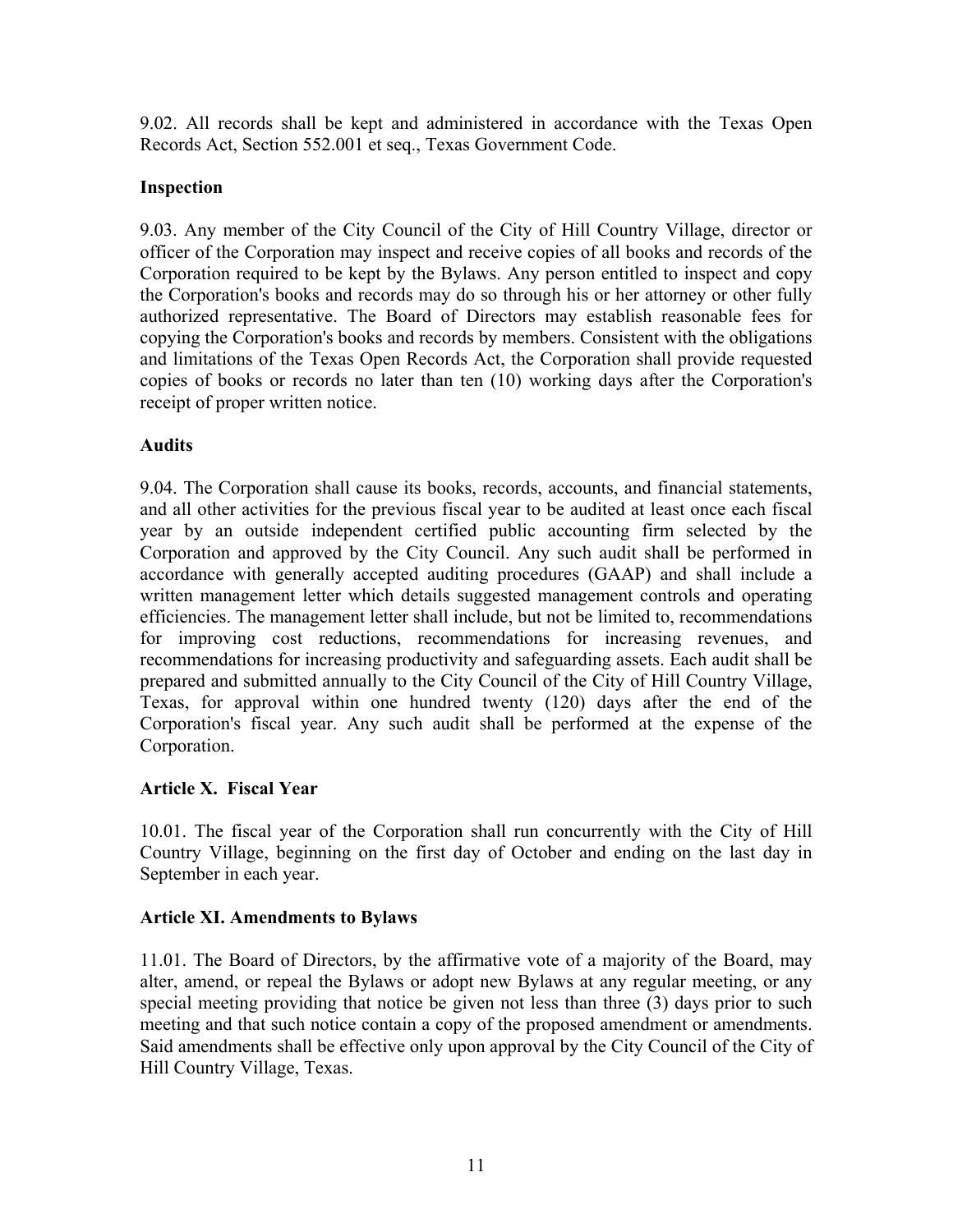9.02. All records shall be kept and administered in accordance with the Texas Open Records Act, Section 552.001 et seq., Texas Government Code.

**Inspection**

9.03. Any member of the City Council of the City of Hill Country Village, director or officer of the Corporation may inspect and receive copies of all books and records of the Corporation required to be kept by the Bylaws. Any person entitled to inspect and copy the Corporation's books and records may do so through his or her attorney or other fully authorized representative. The Board of Directors may establish reasonable fees for copying the Corporation's books and records by members. Consistent with the obligations and limitations of the Texas Open Records Act, the Corporation shall provide requested copies of books or records no later than ten (10) working days after the Corporation's receipt of proper written notice.

**Audits**

9.04. The Corporation shall cause its books, records, accounts, and financial statements, and all other activities for the previous fiscal year to be audited at least once each fiscal year by an outside independent certified public accounting firm selected by the Corporation and approved by the City Council. Any such audit shall be performed in accordance with generally accepted auditing procedures (GAAP) and shall include a written management letter which details suggested management controls and operating efficiencies. The management letter shall include, but not be limited to, recommendations for improving cost reductions, recommendations for increasing revenues, and recommendations for increasing productivity and safeguarding assets. Each audit shall be prepared and submitted annually to the City Council of the City of Hill Country Village, Texas, for approval within one hundred twenty (120) days after the end of the Corporation's fiscal year. Any such audit shall be performed at the expense of the Corporation.

## Article X. Fiscal Year

10.01. The fiscal year of the Corporation shall run concurrently with the City of Hill Country Village, beginning on the first day of October and ending on the last day in September in each year.

## Article XI. Amendments to Bylaws

11.01. The Board of Directors, by the affirmative vote of a majority of the Board, may alter, amend, or repeal the Bylaws or adopt new Bylaws at any regular meeting, or any special meeting providing that notice be given not less than three (3) days prior to such meeting and that such notice contain a copy of the proposed amendment or amendments. Said amendments shall be effective only upon approval by the City Council of the City of Hill Country Village, Texas.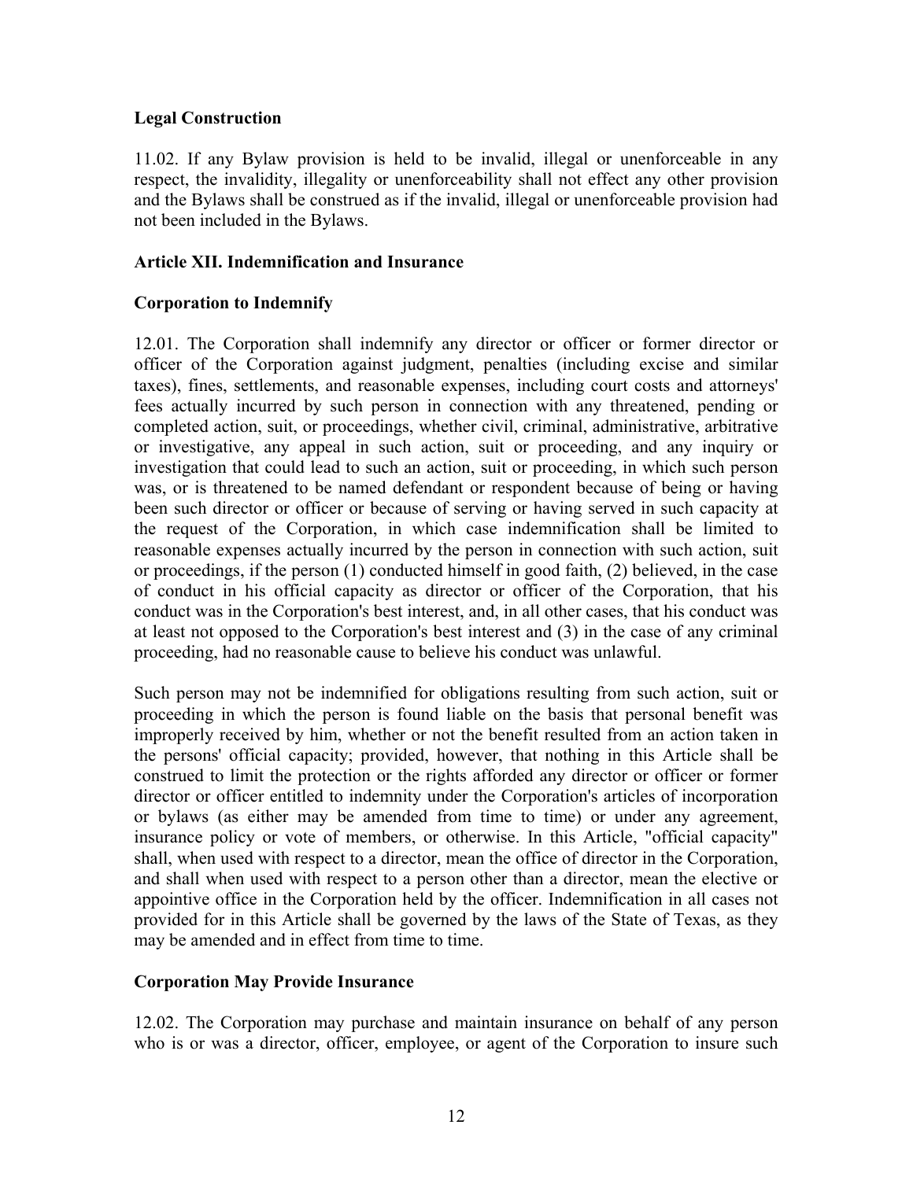### Legal Construction

11.02. If any Bylaw provision is held to be invalid, illegal or unenforceable in any respect, the invalidity, illegality or unenforceability shall not effect any other provision and the Bylaws shall be construed as if the invalid, illegal or unenforceable provision had not been included in the Bylaws.

## Article XII. Indemnification and Insurance

### Corporation to Indemnify

12.01. The Corporation shall indemnify any director or officer or former director or officer of the Corporation against judgment, penalties (including excise and similar taxes), fines, settlements, and reasonable expenses, including court costs and attorneys' fees actually incurred by such person in connection with any threatened, pending or completed action, suit, or proceedings, whether civil, criminal, administrative, arbitrative or investigative, any appeal in such action, suit or proceeding, and any inquiry or investigation that could lead to such an action, suit or proceeding, in which such person was, or is threatened to be named defendant or respondent because of being or having been such director or officer or because of serving or having served in such capacity at the request of the Corporation, in which case indemnification shall be limited to reasonable expenses actually incurred by the person in connection with such action, suit or proceedings, if the person (1) conducted himself in good faith, (2) believed, in the case of conduct in his official capacity as director or officer of the Corporation, that his conduct was in the Corporation's best interest, and, in all other cases, that his conduct was at least not opposed to the Corporation's best interest and (3) in the case of any criminal proceeding, had no reasonable cause to believe his conduct was unlawful.

Such person may not be indemnified for obligations resulting from such action, suit or proceeding in which the person is found liable on the basis that personal benefit was improperly received by him, whether or not the benefit resulted from an action taken in the persons' official capacity; provided, however, that nothing in this Article shall be construed to limit the protection or the rights afforded any director or officer or former director or officer entitled to indemnity under the Corporation's articles of incorporation or bylaws (as either may be amended from time to time) or under any agreement, insurance policy or vote of members, or otherwise. In this Article, "official capacity" shall, when used with respect to a director, mean the office of director in the Corporation, and shall when used with respect to a person other than a director, mean the elective or appointive office in the Corporation held by the officer. Indemnification in all cases not provided for in this Article shall be governed by the laws of the State of Texas, as they may be amended and in effect from time to time.

### Corporation May Provide Insurance

12.02. The Corporation may purchase and maintain insurance on behalf of any person who is or was a director, officer, employee, or agent of the Corporation to insure such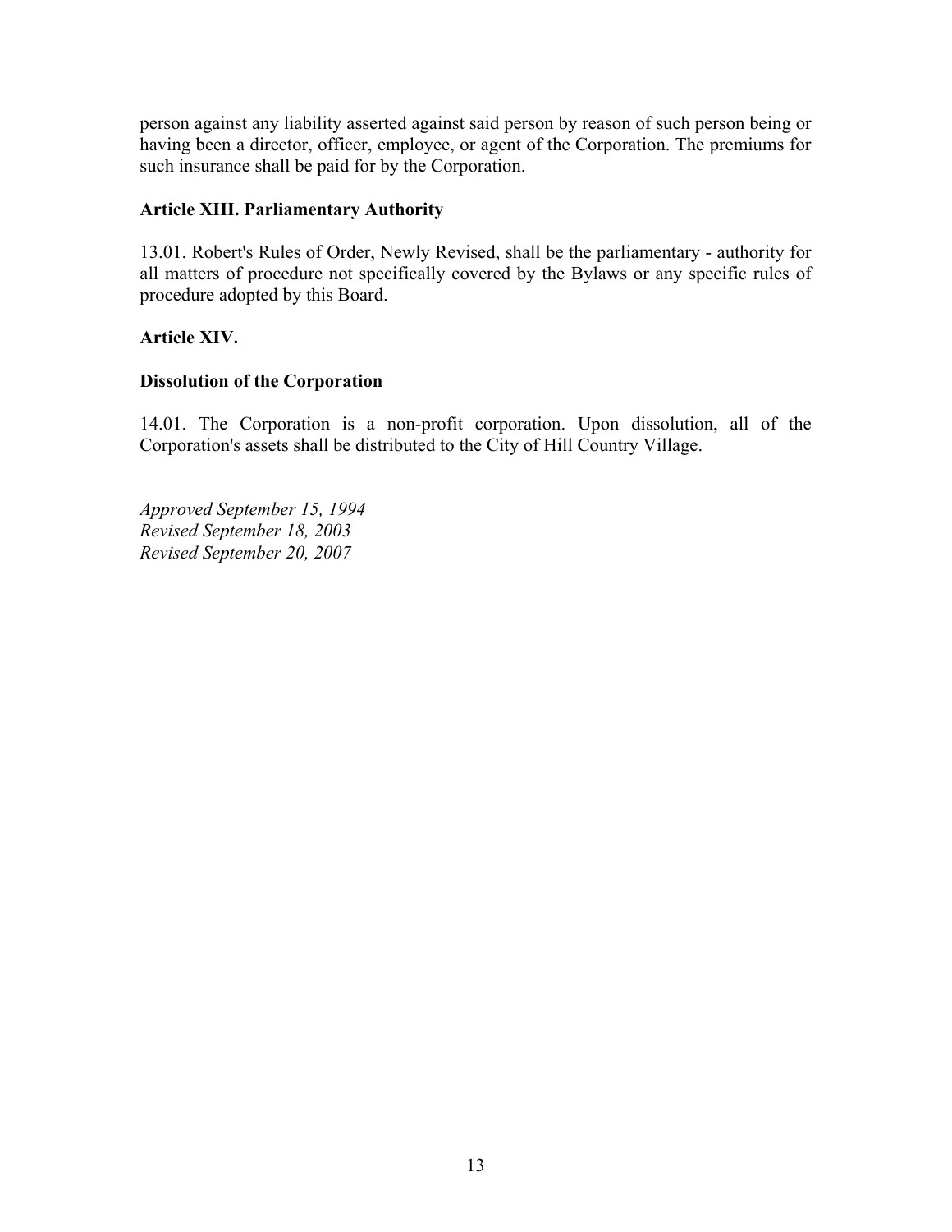person against any liability asserted against said person by reason of such person being or having been a director, officer, employee, or agent of the Corporation. The premiums for such insurance shall be paid for by the Corporation.

**Article XIII. Parliamentary Authority**

13.01. Robert's Rules of Order, Newly Revised, shall be the parliamentary - authority for all matters of procedure not specifically covered by the Bylaws or any specific rules of procedure adopted by this Board.

**Article XIV.**

**Dissolution of the Corporation**

14.01. The Corporation is a non-profit corporation. Upon dissolution, all of the Corporation's assets shall be distributed to the City of Hill Country Village.

*Approved September 15, 1994*
*Revised September 18, 2003*
*Revised September 20, 2007*